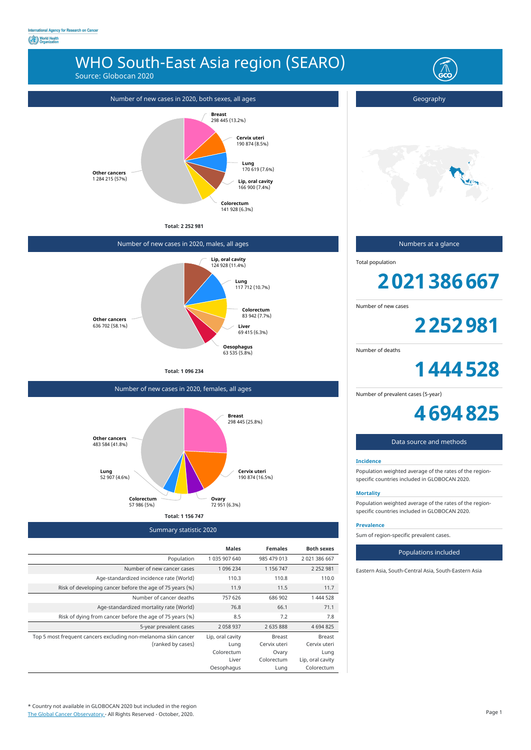International Agency for Research on Cancer
World Health Organization

# WHO South-East Asia region (SEARO)

Source: Globocan 2020

## Number of new cases in 2020, both sexes, all ages

- Breast: 298 445 (13.2%)
- Cervix uteri: 190 874 (8.5%)
- Lung: 170 619 (7.6%)
- Lip, oral cavity: 166 900 (7.4%)
- Colorectum: 141 928 (6.3%)
- Other cancers: 1 284 215 (57%)

**Total: 2 252 981**

## Number of new cases in 2020, males, all ages

- Lip, oral cavity: 124 928 (11.4%)
- Lung: 117 712 (10.7%)
- Colorectum: 83 942 (7.7%)
- Liver: 69 415 (6.3%)
- Oesophagus: 63 535 (5.8%)
- Other cancers: 636 702 (58.1%)

**Total: 1 096 234**

## Number of new cases in 2020, females, all ages

- Breast: 298 445 (25.8%)
- Cervix uteri: 190 874 (16.5%)
- Ovary: 72 951 (6.3%)
- Colorectum: 57 986 (5%)
- Lung: 52 907 (4.6%)
- Other cancers: 483 584 (41.8%)

**Total: 1 156 747**

## Summary statistic 2020

| | Males | Females | Both sexes |
|---|---|---|---|
| Population | 1 035 907 640 | 985 479 013 | 2 021 386 667 |
| Number of new cancer cases | 1 096 234 | 1 156 747 | 2 252 981 |
| Age-standardized incidence rate (World) | 110.3 | 110.8 | 110.0 |
| Risk of developing cancer before the age of 75 years (%) | 11.9 | 11.5 | 11.7 |
| Number of cancer deaths | 757 626 | 686 902 | 1 444 528 |
| Age-standardized mortality rate (World) | 76.8 | 66.1 | 71.1 |
| Risk of dying from cancer before the age of 75 years (%) | 8.5 | 7.2 | 7.8 |
| 5-year prevalent cases | 2 058 937 | 2 635 888 | 4 694 825 |
| Top 5 most frequent cancers excluding non-melanoma skin cancer (ranked by cases) | Lip, oral cavity<br>Lung<br>Colorectum<br>Liver<br>Oesophagus | Breast<br>Cervix uteri<br>Ovary<br>Colorectum<br>Lung | Breast<br>Cervix uteri<br>Lung<br>Lip, oral cavity<br>Colorectum |

## Geography

## Numbers at a glance

Total population

**2 021 386 667**

Number of new cases

**2 252 981**

Number of deaths

**1 444 528**

Number of prevalent cases (5-year)

**4 694 825**

## Data source and methods

**Incidence**

Population weighted average of the rates of the region-specific countries included in GLOBOCAN 2020.

**Mortality**

Population weighted average of the rates of the region-specific countries included in GLOBOCAN 2020.

**Prevalence**

Sum of region-specific prevalent cases.

## Populations included

Eastern Asia, South-Central Asia, South-Eastern Asia

* Country not available in GLOBOCAN 2020 but included in the region

The Global Cancer Observatory - All Rights Reserved - October, 2020.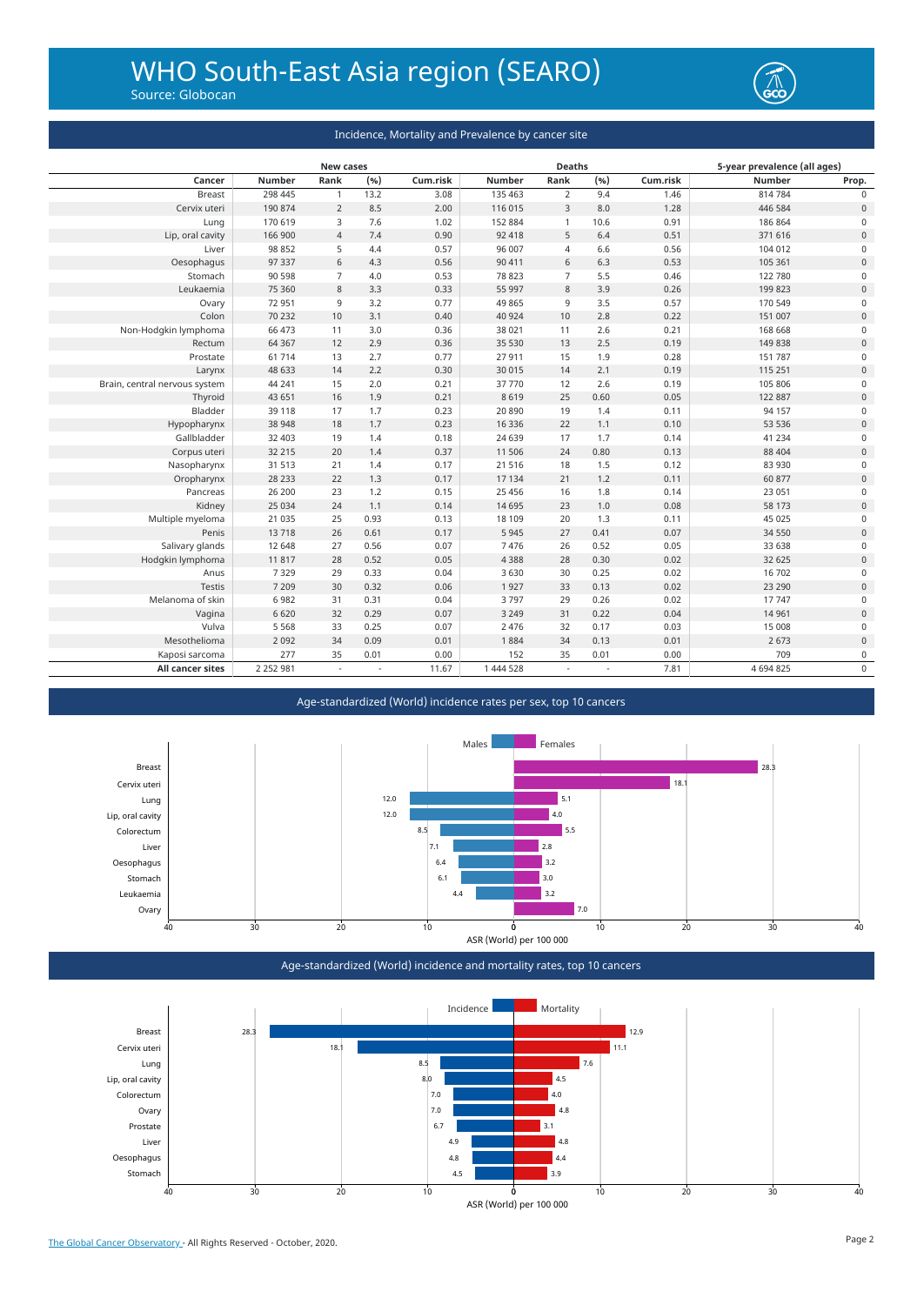# WHO South-East Asia region (SEARO)

Source: Globocan

## Incidence, Mortality and Prevalence by cancer site

| | New cases | | | | Deaths | | | | 5-year prevalence (all ages) | |
|---|---|---|---|---|---|---|---|---|---|---|
| Cancer | Number | Rank | (%) | Cum.risk | Number | Rank | (%) | Cum.risk | Number | Prop. |
| Breast | 298 445 | 1 | 13.2 | 3.08 | 135 463 | 2 | 9.4 | 1.46 | 814 784 | 0 |
| Cervix uteri | 190 874 | 2 | 8.5 | 2.00 | 116 015 | 3 | 8.0 | 1.28 | 446 584 | 0 |
| Lung | 170 619 | 3 | 7.6 | 1.02 | 152 884 | 1 | 10.6 | 0.91 | 186 864 | 0 |
| Lip, oral cavity | 166 900 | 4 | 7.4 | 0.90 | 92 418 | 5 | 6.4 | 0.51 | 371 616 | 0 |
| Liver | 98 852 | 5 | 4.4 | 0.57 | 96 007 | 4 | 6.6 | 0.56 | 104 012 | 0 |
| Oesophagus | 97 337 | 6 | 4.3 | 0.56 | 90 411 | 6 | 6.3 | 0.53 | 105 361 | 0 |
| Stomach | 90 598 | 7 | 4.0 | 0.53 | 78 823 | 7 | 5.5 | 0.46 | 122 780 | 0 |
| Leukaemia | 75 360 | 8 | 3.3 | 0.33 | 55 997 | 8 | 3.9 | 0.26 | 199 823 | 0 |
| Ovary | 72 951 | 9 | 3.2 | 0.77 | 49 865 | 9 | 3.5 | 0.57 | 170 549 | 0 |
| Colon | 70 232 | 10 | 3.1 | 0.40 | 40 924 | 10 | 2.8 | 0.22 | 151 007 | 0 |
| Non-Hodgkin lymphoma | 66 473 | 11 | 3.0 | 0.36 | 38 021 | 11 | 2.6 | 0.21 | 168 668 | 0 |
| Rectum | 64 367 | 12 | 2.9 | 0.36 | 35 530 | 13 | 2.5 | 0.19 | 149 838 | 0 |
| Prostate | 61 714 | 13 | 2.7 | 0.77 | 27 911 | 15 | 1.9 | 0.28 | 151 787 | 0 |
| Larynx | 48 633 | 14 | 2.2 | 0.30 | 30 015 | 14 | 2.1 | 0.19 | 115 251 | 0 |
| Brain, central nervous system | 44 241 | 15 | 2.0 | 0.21 | 37 770 | 12 | 2.6 | 0.19 | 105 806 | 0 |
| Thyroid | 43 651 | 16 | 1.9 | 0.21 | 8 619 | 25 | 0.60 | 0.05 | 122 887 | 0 |
| Bladder | 39 118 | 17 | 1.7 | 0.23 | 20 890 | 19 | 1.4 | 0.11 | 94 157 | 0 |
| Hypopharynx | 38 948 | 18 | 1.7 | 0.23 | 16 336 | 22 | 1.1 | 0.10 | 53 536 | 0 |
| Gallbladder | 32 403 | 19 | 1.4 | 0.18 | 24 639 | 17 | 1.7 | 0.14 | 41 234 | 0 |
| Corpus uteri | 32 215 | 20 | 1.4 | 0.37 | 11 506 | 24 | 0.80 | 0.13 | 88 404 | 0 |
| Nasopharynx | 31 513 | 21 | 1.4 | 0.17 | 21 516 | 18 | 1.5 | 0.12 | 83 930 | 0 |
| Oropharynx | 28 233 | 22 | 1.3 | 0.17 | 17 134 | 21 | 1.2 | 0.11 | 60 877 | 0 |
| Pancreas | 26 200 | 23 | 1.2 | 0.15 | 25 456 | 16 | 1.8 | 0.14 | 23 051 | 0 |
| Kidney | 25 034 | 24 | 1.1 | 0.14 | 14 695 | 23 | 1.0 | 0.08 | 58 173 | 0 |
| Multiple myeloma | 21 035 | 25 | 0.93 | 0.13 | 18 109 | 20 | 1.3 | 0.11 | 45 025 | 0 |
| Penis | 13 718 | 26 | 0.61 | 0.17 | 5 945 | 27 | 0.41 | 0.07 | 34 550 | 0 |
| Salivary glands | 12 648 | 27 | 0.56 | 0.07 | 7 476 | 26 | 0.52 | 0.05 | 33 638 | 0 |
| Hodgkin lymphoma | 11 817 | 28 | 0.52 | 0.05 | 4 388 | 28 | 0.30 | 0.02 | 32 625 | 0 |
| Anus | 7 329 | 29 | 0.33 | 0.04 | 3 630 | 30 | 0.25 | 0.02 | 16 702 | 0 |
| Testis | 7 209 | 30 | 0.32 | 0.06 | 1 927 | 33 | 0.13 | 0.02 | 23 290 | 0 |
| Melanoma of skin | 6 982 | 31 | 0.31 | 0.04 | 3 797 | 29 | 0.26 | 0.02 | 17 747 | 0 |
| Vagina | 6 620 | 32 | 0.29 | 0.07 | 3 249 | 31 | 0.22 | 0.04 | 14 961 | 0 |
| Vulva | 5 568 | 33 | 0.25 | 0.07 | 2 476 | 32 | 0.17 | 0.03 | 15 008 | 0 |
| Mesothelioma | 2 092 | 34 | 0.09 | 0.01 | 1 884 | 34 | 0.13 | 0.01 | 2 673 | 0 |
| Kaposi sarcoma | 277 | 35 | 0.01 | 0.00 | 152 | 35 | 0.01 | 0.00 | 709 | 0 |
| **All cancer sites** | 2 252 981 | - | - | 11.67 | 1 444 528 | - | - | 7.81 | 4 694 825 | 0 |

## Age-standardized (World) incidence rates per sex, top 10 cancers

Males | Females

Breast 28.3
Cervix uteri 18.1
Lung 12.0 | 5.1
Lip, oral cavity 12.0 | 4.0
Colorectum 8.5 | 5.5
Liver 7.1 | 2.8
Oesophagus 6.4 | 3.2
Stomach 6.1 | 3.0
Leukaemia 4.4 | 3.2
Ovary 7.0

40 30 20 10 0 10 20 30 40

ASR (World) per 100 000

## Age-standardized (World) incidence and mortality rates, top 10 cancers

Incidence | Mortality

Breast 28.3 | 12.9
Cervix uteri 18.1 | 11.1
Lung 8.5 | 7.6
Lip, oral cavity 8.0 | 4.5
Colorectum 7.0 | 4.0
Ovary 7.0 | 4.8
Prostate 6.7 | 3.1
Liver 4.9 | 4.8
Oesophagus 4.8 | 4.4
Stomach 4.5 | 3.9

40 30 20 10 0 10 20 30 40

ASR (World) per 100 000

The Global Cancer Observatory - All Rights Reserved - October, 2020.